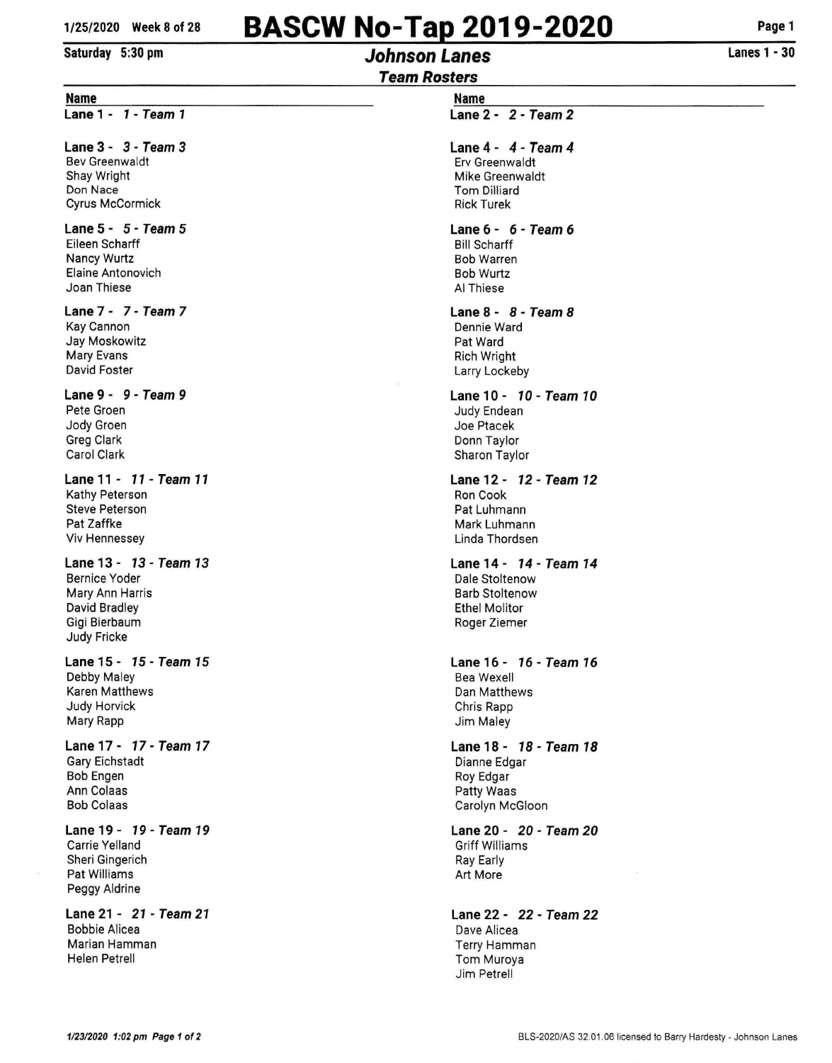1/25/2020 Week 8 of 28

# BASCW No-Tap 2019-2020

Saturday 5:30 pm

## Johnson Lanes

Lanes 1 - 30

### Team Rosters

**Name**

**Lane 1 - *1 - Team 1***

**Lane 2 - *2 - Team 2***

**Lane 3 - *3 - Team 3***
Bev Greenwaldt
Shay Wright
Don Nace
Cyrus McCormick

**Lane 4 - *4 - Team 4***
Erv Greenwaldt
Mike Greenwaldt
Tom Dilliard
Rick Turek

**Lane 5 - *5 - Team 5***
Eileen Scharff
Nancy Wurtz
Elaine Antonovich
Joan Thiese

**Lane 6 - *6 - Team 6***
Bill Scharff
Bob Warren
Bob Wurtz
Al Thiese

**Lane 7 - *7 - Team 7***
Kay Cannon
Jay Moskowitz
Mary Evans
David Foster

**Lane 8 - *8 - Team 8***
Dennie Ward
Pat Ward
Rich Wright
Larry Lockeby

**Lane 9 - *9 - Team 9***
Pete Groen
Jody Groen
Greg Clark
Carol Clark

**Lane 10 - *10 - Team 10***
Judy Endean
Joe Ptacek
Donn Taylor
Sharon Taylor

**Lane 11 - *11 - Team 11***
Kathy Peterson
Steve Peterson
Pat Zaffke
Viv Hennessey

**Lane 12 - *12 - Team 12***
Ron Cook
Pat Luhmann
Mark Luhmann
Linda Thordsen

**Lane 13 - *13 - Team 13***
Bernice Yoder
Mary Ann Harris
David Bradley
Gigi Bierbaum
Judy Fricke

**Lane 14 - *14 - Team 14***
Dale Stoltenow
Barb Stoltenow
Ethel Molitor
Roger Ziemer

**Lane 15 - *15 - Team 15***
Debby Maley
Karen Matthews
Judy Horvick
Mary Rapp

**Lane 16 - *16 - Team 16***
Bea Wexell
Dan Matthews
Chris Rapp
Jim Maley

**Lane 17 - *17 - Team 17***
Gary Eichstadt
Bob Engen
Ann Colaas
Bob Colaas

**Lane 18 - *18 - Team 18***
Dianne Edgar
Roy Edgar
Patty Waas
Carolyn McGloon

**Lane 19 - *19 - Team 19***
Carrie Yelland
Sheri Gingerich
Pat Williams
Peggy Aldrine

**Lane 20 - *20 - Team 20***
Griff Williams
Ray Early
Art More

**Lane 21 - *21 - Team 21***
Bobbie Alicea
Marian Hamman
Helen Petrell

**Lane 22 - *22 - Team 22***
Dave Alicea
Terry Hamman
Tom Muroya
Jim Petrell

1/23/2020 1:02 pm

BLS-2020/AS 32.01.06 licensed to Barry Hardesty - Johnson Lanes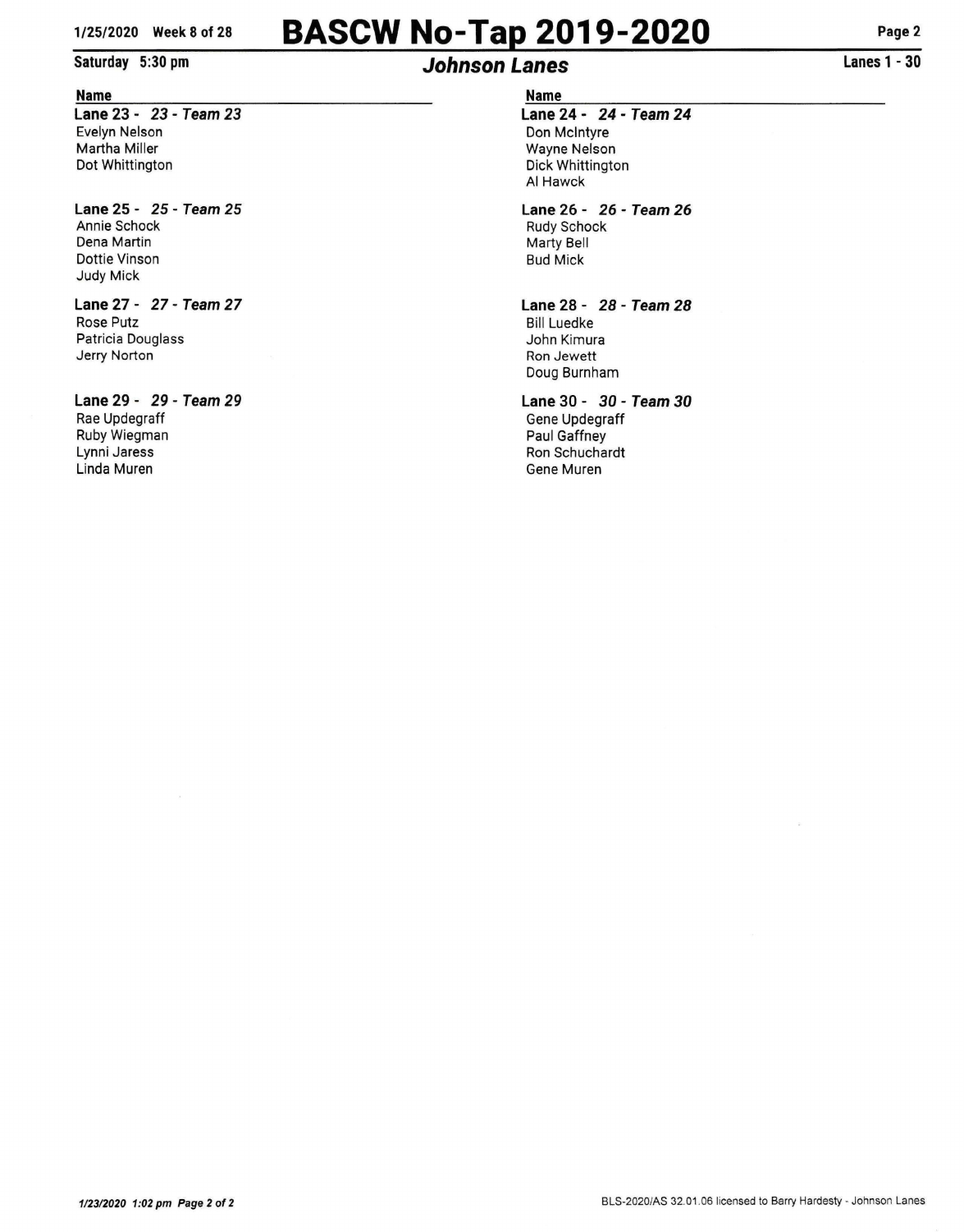# BASCW No-Tap 2019-2020

1/25/2020 Week 8 of 28

Saturday 5:30 pm

## Johnson Lanes

Lanes 1 - 30

**Name**

**Lane 23 - *23 - Team 23***

Evelyn Nelson
Martha Miller
Dot Whittington

**Lane 24 - *24 - Team 24***

Don McIntyre
Wayne Nelson
Dick Whittington
Al Hawck

**Lane 25 - *25 - Team 25***

Annie Schock
Dena Martin
Dottie Vinson
Judy Mick

**Lane 26 - *26 - Team 26***

Rudy Schock
Marty Bell
Bud Mick

**Lane 27 - *27 - Team 27***

Rose Putz
Patricia Douglass
Jerry Norton

**Lane 28 - *28 - Team 28***

Bill Luedke
John Kimura
Ron Jewett
Doug Burnham

**Lane 29 - *29 - Team 29***

Rae Updegraff
Ruby Wiegman
Lynni Jaress
Linda Muren

**Lane 30 - *30 - Team 30***

Gene Updegraff
Paul Gaffney
Ron Schuchardt
Gene Muren

*1/23/2020 1:02 pm*

BLS-2020/AS 32.01.06 licensed to Barry Hardesty - Johnson Lanes